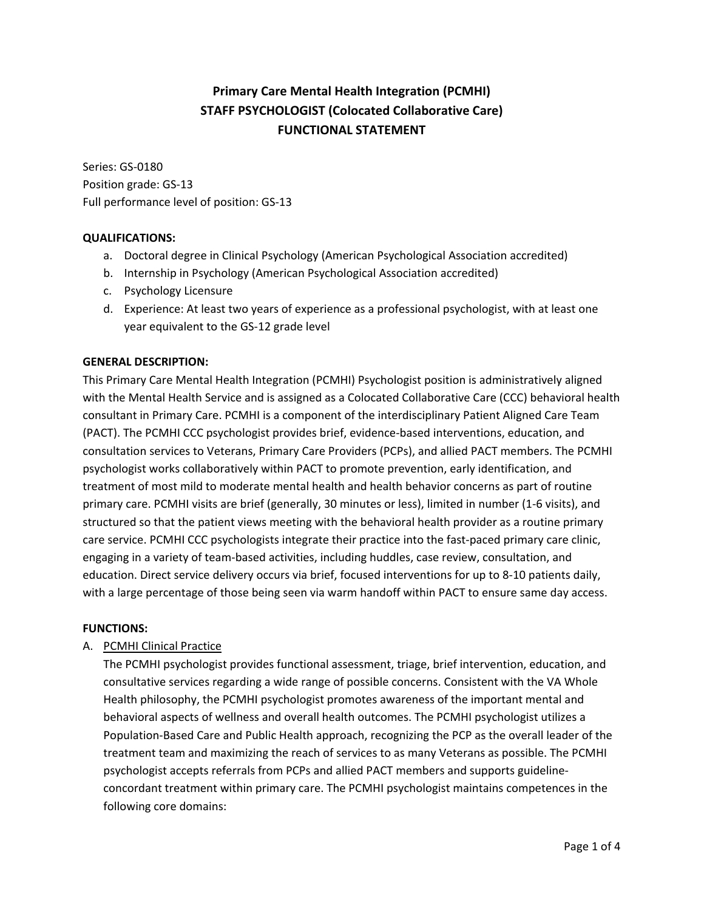# Primary Care Mental Health Integration (PCMHI)
# STAFF PSYCHOLOGIST (Colocated Collaborative Care)
# FUNCTIONAL STATEMENT

Series: GS-0180
Position grade: GS-13
Full performance level of position: GS-13

**QUALIFICATIONS:**

a. Doctoral degree in Clinical Psychology (American Psychological Association accredited)
b. Internship in Psychology (American Psychological Association accredited)
c. Psychology Licensure
d. Experience: At least two years of experience as a professional psychologist, with at least one year equivalent to the GS-12 grade level

**GENERAL DESCRIPTION:**

This Primary Care Mental Health Integration (PCMHI) Psychologist position is administratively aligned with the Mental Health Service and is assigned as a Colocated Collaborative Care (CCC) behavioral health consultant in Primary Care. PCMHI is a component of the interdisciplinary Patient Aligned Care Team (PACT). The PCMHI CCC psychologist provides brief, evidence-based interventions, education, and consultation services to Veterans, Primary Care Providers (PCPs), and allied PACT members. The PCMHI psychologist works collaboratively within PACT to promote prevention, early identification, and treatment of most mild to moderate mental health and health behavior concerns as part of routine primary care. PCMHI visits are brief (generally, 30 minutes or less), limited in number (1-6 visits), and structured so that the patient views meeting with the behavioral health provider as a routine primary care service. PCMHI CCC psychologists integrate their practice into the fast-paced primary care clinic, engaging in a variety of team-based activities, including huddles, case review, consultation, and education. Direct service delivery occurs via brief, focused interventions for up to 8-10 patients daily, with a large percentage of those being seen via warm handoff within PACT to ensure same day access.

**FUNCTIONS:**

A. <u>PCMHI Clinical Practice</u>

The PCMHI psychologist provides functional assessment, triage, brief intervention, education, and consultative services regarding a wide range of possible concerns. Consistent with the VA Whole Health philosophy, the PCMHI psychologist promotes awareness of the important mental and behavioral aspects of wellness and overall health outcomes. The PCMHI psychologist utilizes a Population-Based Care and Public Health approach, recognizing the PCP as the overall leader of the treatment team and maximizing the reach of services to as many Veterans as possible. The PCMHI psychologist accepts referrals from PCPs and allied PACT members and supports guideline-concordant treatment within primary care. The PCMHI psychologist maintains competences in the following core domains: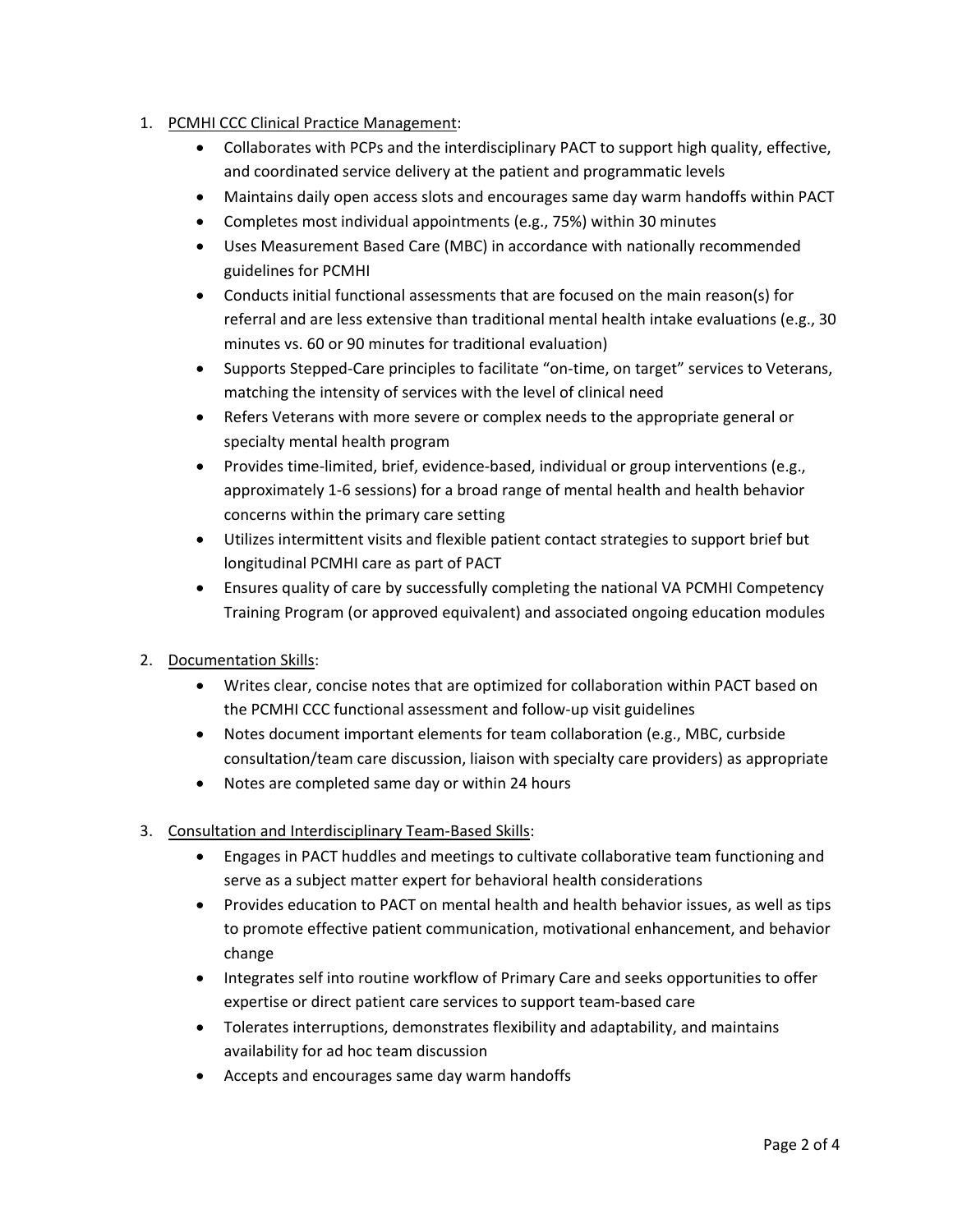1. <u>PCMHI CCC Clinical Practice Management</u>:
    - Collaborates with PCPs and the interdisciplinary PACT to support high quality, effective, and coordinated service delivery at the patient and programmatic levels
    - Maintains daily open access slots and encourages same day warm handoffs within PACT
    - Completes most individual appointments (e.g., 75%) within 30 minutes
    - Uses Measurement Based Care (MBC) in accordance with nationally recommended guidelines for PCMHI
    - Conducts initial functional assessments that are focused on the main reason(s) for referral and are less extensive than traditional mental health intake evaluations (e.g., 30 minutes vs. 60 or 90 minutes for traditional evaluation)
    - Supports Stepped-Care principles to facilitate "on-time, on target" services to Veterans, matching the intensity of services with the level of clinical need
    - Refers Veterans with more severe or complex needs to the appropriate general or specialty mental health program
    - Provides time-limited, brief, evidence-based, individual or group interventions (e.g., approximately 1-6 sessions) for a broad range of mental health and health behavior concerns within the primary care setting
    - Utilizes intermittent visits and flexible patient contact strategies to support brief but longitudinal PCMHI care as part of PACT
    - Ensures quality of care by successfully completing the national VA PCMHI Competency Training Program (or approved equivalent) and associated ongoing education modules

2. <u>Documentation Skills</u>:
    - Writes clear, concise notes that are optimized for collaboration within PACT based on the PCMHI CCC functional assessment and follow-up visit guidelines
    - Notes document important elements for team collaboration (e.g., MBC, curbside consultation/team care discussion, liaison with specialty care providers) as appropriate
    - Notes are completed same day or within 24 hours

3. <u>Consultation and Interdisciplinary Team-Based Skills</u>:
    - Engages in PACT huddles and meetings to cultivate collaborative team functioning and serve as a subject matter expert for behavioral health considerations
    - Provides education to PACT on mental health and health behavior issues, as well as tips to promote effective patient communication, motivational enhancement, and behavior change
    - Integrates self into routine workflow of Primary Care and seeks opportunities to offer expertise or direct patient care services to support team-based care
    - Tolerates interruptions, demonstrates flexibility and adaptability, and maintains availability for ad hoc team discussion
    - Accepts and encourages same day warm handoffs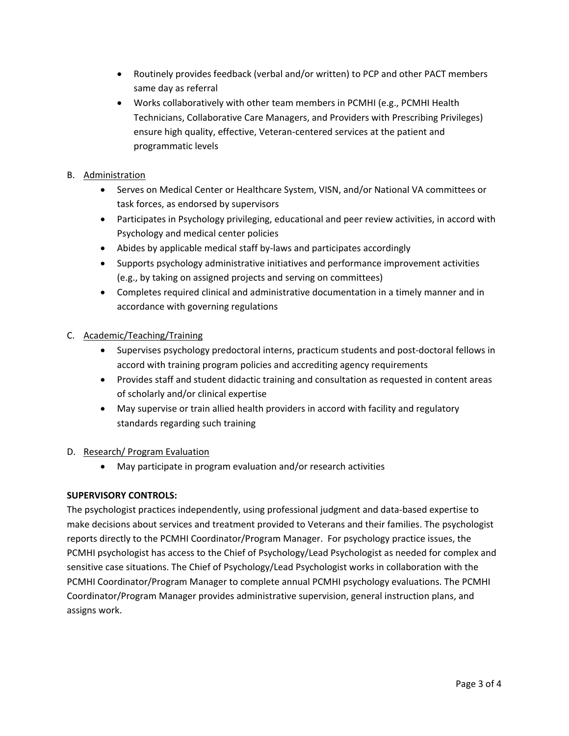- Routinely provides feedback (verbal and/or written) to PCP and other PACT members same day as referral
- Works collaboratively with other team members in PCMHI (e.g., PCMHI Health Technicians, Collaborative Care Managers, and Providers with Prescribing Privileges) ensure high quality, effective, Veteran-centered services at the patient and programmatic levels

B. Administration

- Serves on Medical Center or Healthcare System, VISN, and/or National VA committees or task forces, as endorsed by supervisors
- Participates in Psychology privileging, educational and peer review activities, in accord with Psychology and medical center policies
- Abides by applicable medical staff by-laws and participates accordingly
- Supports psychology administrative initiatives and performance improvement activities (e.g., by taking on assigned projects and serving on committees)
- Completes required clinical and administrative documentation in a timely manner and in accordance with governing regulations

C. Academic/Teaching/Training

- Supervises psychology predoctoral interns, practicum students and post-doctoral fellows in accord with training program policies and accrediting agency requirements
- Provides staff and student didactic training and consultation as requested in content areas of scholarly and/or clinical expertise
- May supervise or train allied health providers in accord with facility and regulatory standards regarding such training

D. Research/ Program Evaluation

- May participate in program evaluation and/or research activities

**SUPERVISORY CONTROLS:**

The psychologist practices independently, using professional judgment and data-based expertise to make decisions about services and treatment provided to Veterans and their families. The psychologist reports directly to the PCMHI Coordinator/Program Manager. For psychology practice issues, the PCMHI psychologist has access to the Chief of Psychology/Lead Psychologist as needed for complex and sensitive case situations. The Chief of Psychology/Lead Psychologist works in collaboration with the PCMHI Coordinator/Program Manager to complete annual PCMHI psychology evaluations. The PCMHI Coordinator/Program Manager provides administrative supervision, general instruction plans, and assigns work.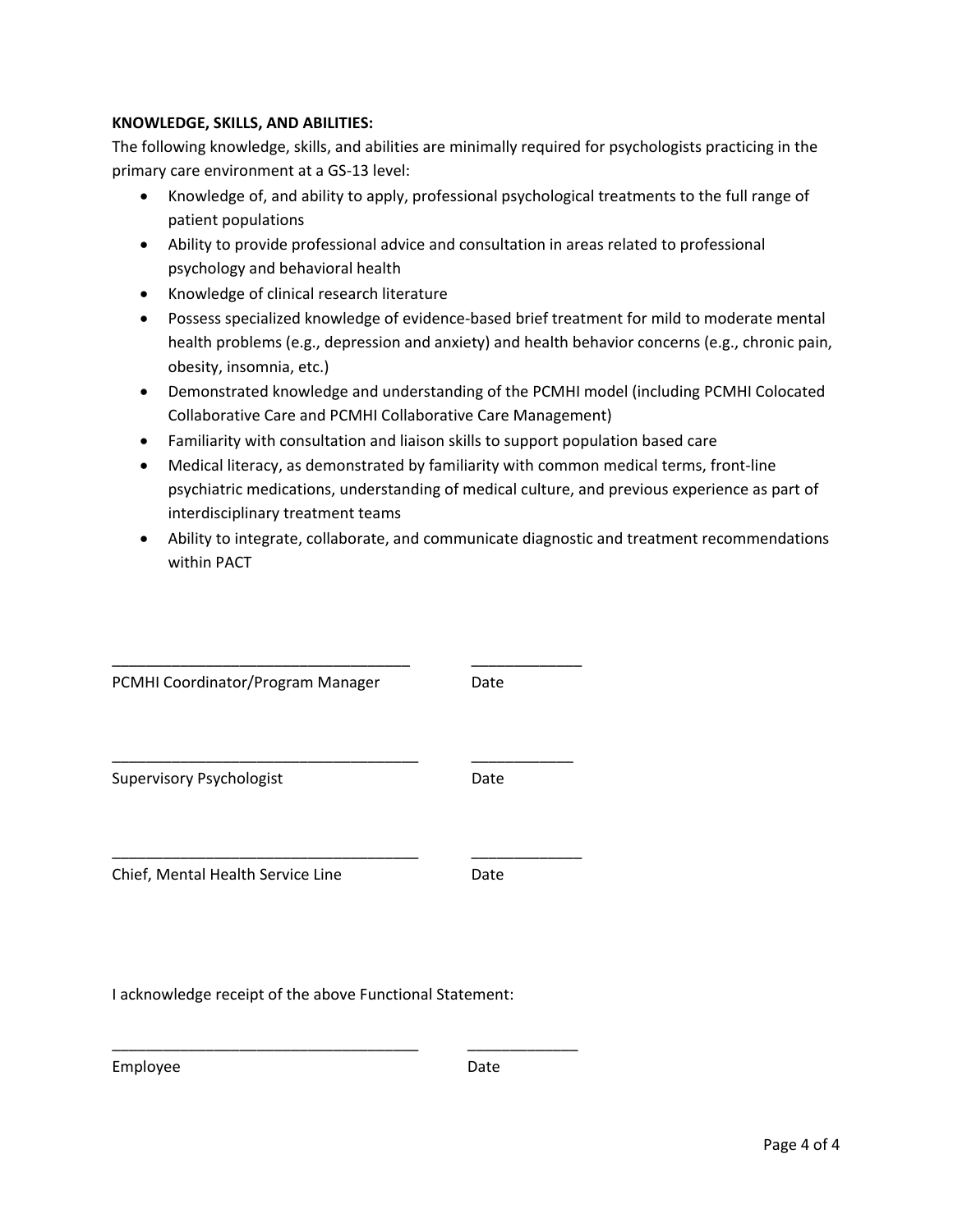**KNOWLEDGE, SKILLS, AND ABILITIES:**

The following knowledge, skills, and abilities are minimally required for psychologists practicing in the primary care environment at a GS-13 level:

- Knowledge of, and ability to apply, professional psychological treatments to the full range of patient populations
- Ability to provide professional advice and consultation in areas related to professional psychology and behavioral health
- Knowledge of clinical research literature
- Possess specialized knowledge of evidence-based brief treatment for mild to moderate mental health problems (e.g., depression and anxiety) and health behavior concerns (e.g., chronic pain, obesity, insomnia, etc.)
- Demonstrated knowledge and understanding of the PCMHI model (including PCMHI Colocated Collaborative Care and PCMHI Collaborative Care Management)
- Familiarity with consultation and liaison skills to support population based care
- Medical literacy, as demonstrated by familiarity with common medical terms, front-line psychiatric medications, understanding of medical culture, and previous experience as part of interdisciplinary treatment teams
- Ability to integrate, collaborate, and communicate diagnostic and treatment recommendations within PACT

___________________________________ _____________

PCMHI Coordinator/Program Manager Date

___________________________________ _____________

Supervisory Psychologist Date

___________________________________ _____________

Chief, Mental Health Service Line Date

I acknowledge receipt of the above Functional Statement:

___________________________________ _____________

Employee Date